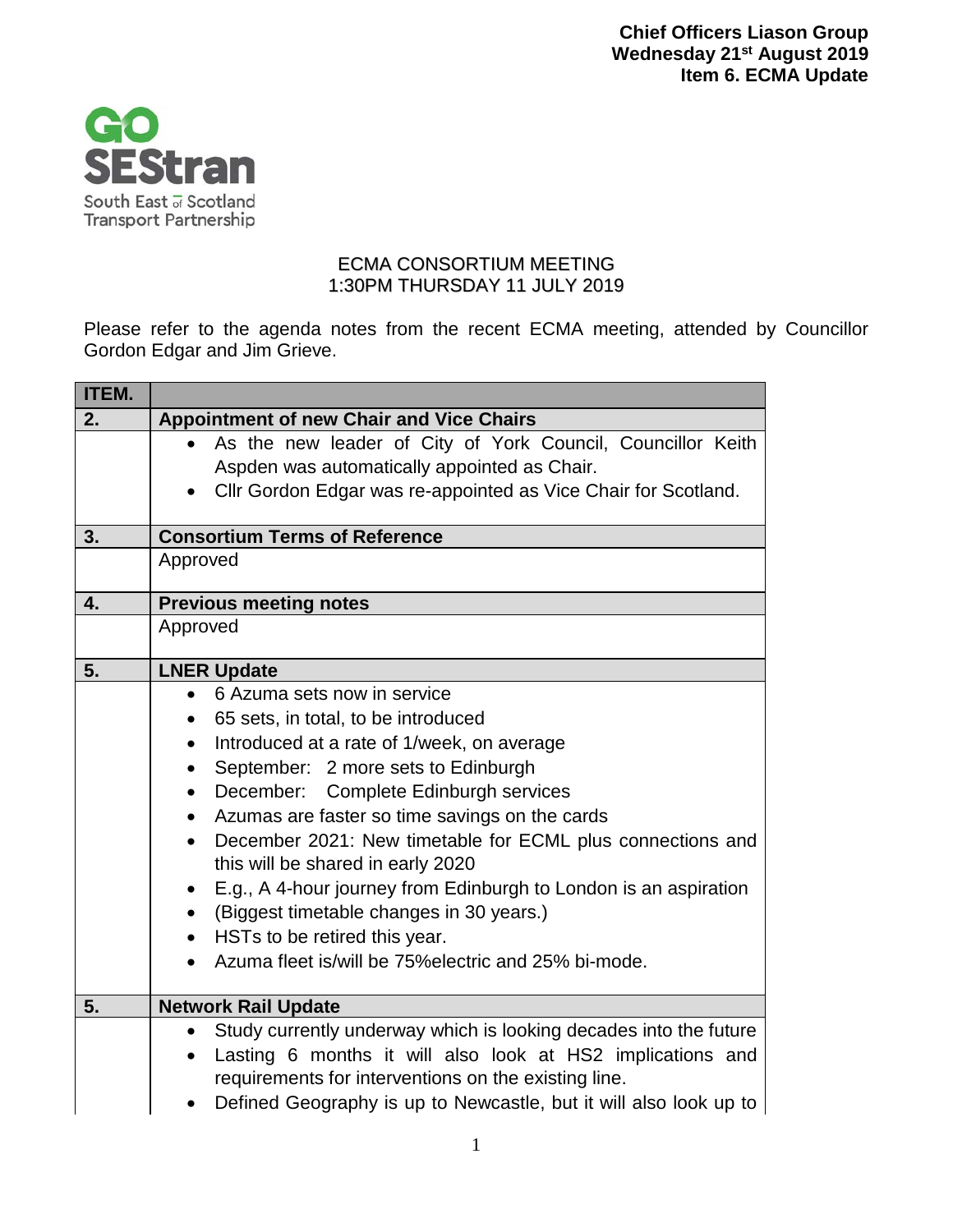**Chief Officers Liason Group**
**Wednesday 21st August 2019**
**Item 6. ECMA Update**

GO SEStran
South East of Scotland Transport Partnership

ECMA CONSORTIUM MEETING
1:30PM THURSDAY 11 JULY 2019

Please refer to the agenda notes from the recent ECMA meeting, attended by Councillor Gordon Edgar and Jim Grieve.

| ITEM. | |
|---|---|
| **2.** | **Appointment of new Chair and Vice Chairs** |
| | • As the new leader of City of York Council, Councillor Keith Aspden was automatically appointed as Chair.<br>• Cllr Gordon Edgar was re-appointed as Vice Chair for Scotland. |
| **3.** | **Consortium Terms of Reference** |
| | Approved |
| **4.** | **Previous meeting notes** |
| | Approved |
| **5.** | **LNER Update** |
| | • 6 Azuma sets now in service<br>• 65 sets, in total, to be introduced<br>• Introduced at a rate of 1/week, on average<br>• September: 2 more sets to Edinburgh<br>• December: Complete Edinburgh services<br>• Azumas are faster so time savings on the cards<br>• December 2021: New timetable for ECML plus connections and this will be shared in early 2020<br>• E.g., A 4-hour journey from Edinburgh to London is an aspiration<br>• (Biggest timetable changes in 30 years.)<br>• HSTs to be retired this year.<br>• Azuma fleet is/will be 75%electric and 25% bi-mode. |
| **5.** | **Network Rail Update** |
| | • Study currently underway which is looking decades into the future<br>• Lasting 6 months it will also look at HS2 implications and requirements for interventions on the existing line.<br>• Defined Geography is up to Newcastle, but it will also look up to |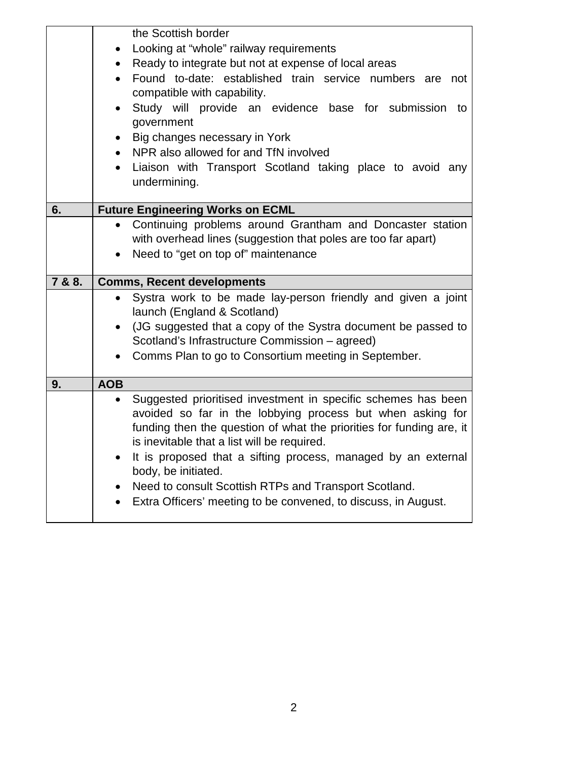| | |
|---|---|
| | the Scottish border<br>• Looking at "whole" railway requirements<br>• Ready to integrate but not at expense of local areas<br>• Found to-date: established train service numbers are not compatible with capability.<br>• Study will provide an evidence base for submission to government<br>• Big changes necessary in York<br>• NPR also allowed for and TfN involved<br>• Liaison with Transport Scotland taking place to avoid any undermining. |
| **6.** | **Future Engineering Works on ECML** |
| | • Continuing problems around Grantham and Doncaster station with overhead lines (suggestion that poles are too far apart)<br>• Need to "get on top of" maintenance |
| **7 & 8.** | **Comms, Recent developments** |
| | • Systra work to be made lay-person friendly and given a joint launch (England & Scotland)<br>• (JG suggested that a copy of the Systra document be passed to Scotland's Infrastructure Commission – agreed)<br>• Comms Plan to go to Consortium meeting in September. |
| **9.** | **AOB** |
| | • Suggested prioritised investment in specific schemes has been avoided so far in the lobbying process but when asking for funding then the question of what the priorities for funding are, it is inevitable that a list will be required.<br>• It is proposed that a sifting process, managed by an external body, be initiated.<br>• Need to consult Scottish RTPs and Transport Scotland.<br>• Extra Officers' meeting to be convened, to discuss, in August. |